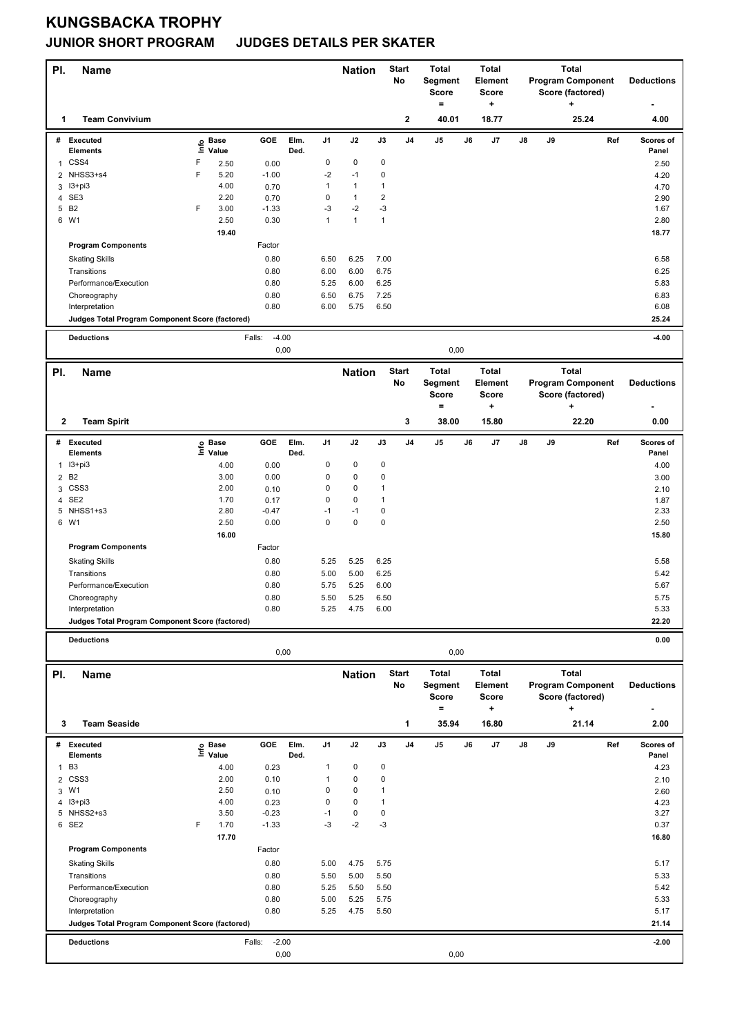# KUNGSBACKA TROPHY

## JUNIOR SHORT PROGRAM    JUDGES DETAILS PER SKATER

| Pl. | Name | Nation | Start No | Total Segment Score = | Total Element Score + | Total Program Component Score (factored) + | Deductions - |
|---|---|---|---|---|---|---|---|
| 1 | Team Convivium | | 2 | 40.01 | 18.77 | 25.24 | 4.00 |

| # | Executed Elements | Info | Base Value | GOE | Elm. Ded. | J1 | J2 | J3 | J4 | J5 | J6 | J7 | J8 | J9 | Ref | Scores of Panel |
|---|---|---|---|---|---|---|---|---|---|---|---|---|---|---|---|---|
| 1 | CSS4 | F | 2.50 | 0.00 | | 0 | 0 | 0 | | | | | | | | 2.50 |
| 2 | NHSS3+s4 | F | 5.20 | -1.00 | | -2 | -1 | 0 | | | | | | | | 4.20 |
| 3 | I3+pi3 | | 4.00 | 0.70 | | 1 | 1 | 1 | | | | | | | | 4.70 |
| 4 | SE3 | | 2.20 | 0.70 | | 0 | 1 | 2 | | | | | | | | 2.90 |
| 5 | B2 | F | 3.00 | -1.33 | | -3 | -2 | -3 | | | | | | | | 1.67 |
| 6 | W1 | | 2.50 | 0.30 | | 1 | 1 | 1 | | | | | | | | 2.80 |
| | | | 19.40 | | | | | | | | | | | | | 18.77 |
| | **Program Components** | | | Factor | | | | | | | | | | | | |
| | Skating Skills | | | 0.80 | | 6.50 | 6.25 | 7.00 | | | | | | | | 6.58 |
| | Transitions | | | 0.80 | | 6.00 | 6.00 | 6.75 | | | | | | | | 6.25 |
| | Performance/Execution | | | 0.80 | | 5.25 | 6.00 | 6.25 | | | | | | | | 5.83 |
| | Choreography | | | 0.80 | | 6.50 | 6.75 | 7.25 | | | | | | | | 6.83 |
| | Interpretation | | | 0.80 | | 6.00 | 5.75 | 6.50 | | | | | | | | 6.08 |
| | **Judges Total Program Component Score (factored)** | | | | | | | | | | | | | | | 25.24 |
| | **Deductions** | | | Falls: -4.00 | | | | | | | | | | | | -4.00 |
| | | | | 0,00 | | | | | | 0,00 | | | | | | |

| Pl. | Name | Nation | Start No | Total Segment Score = | Total Element Score + | Total Program Component Score (factored) + | Deductions - |
|---|---|---|---|---|---|---|---|
| 2 | Team Spirit | | 3 | 38.00 | 15.80 | 22.20 | 0.00 |

| # | Executed Elements | Info | Base Value | GOE | Elm. Ded. | J1 | J2 | J3 | J4 | J5 | J6 | J7 | J8 | J9 | Ref | Scores of Panel |
|---|---|---|---|---|---|---|---|---|---|---|---|---|---|---|---|---|
| 1 | I3+pi3 | | 4.00 | 0.00 | | 0 | 0 | 0 | | | | | | | | 4.00 |
| 2 | B2 | | 3.00 | 0.00 | | 0 | 0 | 0 | | | | | | | | 3.00 |
| 3 | CSS3 | | 2.00 | 0.10 | | 0 | 0 | 1 | | | | | | | | 2.10 |
| 4 | SE2 | | 1.70 | 0.17 | | 0 | 0 | 1 | | | | | | | | 1.87 |
| 5 | NHSS1+s3 | | 2.80 | -0.47 | | -1 | -1 | 0 | | | | | | | | 2.33 |
| 6 | W1 | | 2.50 | 0.00 | | 0 | 0 | 0 | | | | | | | | 2.50 |
| | | | 16.00 | | | | | | | | | | | | | 15.80 |
| | **Program Components** | | | Factor | | | | | | | | | | | | |
| | Skating Skills | | | 0.80 | | 5.25 | 5.25 | 6.25 | | | | | | | | 5.58 |
| | Transitions | | | 0.80 | | 5.00 | 5.00 | 6.25 | | | | | | | | 5.42 |
| | Performance/Execution | | | 0.80 | | 5.75 | 5.25 | 6.00 | | | | | | | | 5.67 |
| | Choreography | | | 0.80 | | 5.50 | 5.25 | 6.50 | | | | | | | | 5.75 |
| | Interpretation | | | 0.80 | | 5.25 | 4.75 | 6.00 | | | | | | | | 5.33 |
| | **Judges Total Program Component Score (factored)** | | | | | | | | | | | | | | | 22.20 |
| | **Deductions** | | | | | | | | | | | | | | | 0.00 |
| | | | | 0,00 | | | | | | 0,00 | | | | | | |

| Pl. | Name | Nation | Start No | Total Segment Score = | Total Element Score + | Total Program Component Score (factored) + | Deductions - |
|---|---|---|---|---|---|---|---|
| 3 | Team Seaside | | 1 | 35.94 | 16.80 | 21.14 | 2.00 |

| # | Executed Elements | Info | Base Value | GOE | Elm. Ded. | J1 | J2 | J3 | J4 | J5 | J6 | J7 | J8 | J9 | Ref | Scores of Panel |
|---|---|---|---|---|---|---|---|---|---|---|---|---|---|---|---|---|
| 1 | B3 | | 4.00 | 0.23 | | 1 | 0 | 0 | | | | | | | | 4.23 |
| 2 | CSS3 | | 2.00 | 0.10 | | 1 | 0 | 0 | | | | | | | | 2.10 |
| 3 | W1 | | 2.50 | 0.10 | | 0 | 0 | 1 | | | | | | | | 2.60 |
| 4 | I3+pi3 | | 4.00 | 0.23 | | 0 | 0 | 1 | | | | | | | | 4.23 |
| 5 | NHSS2+s3 | | 3.50 | -0.23 | | -1 | 0 | 0 | | | | | | | | 3.27 |
| 6 | SE2 | F | 1.70 | -1.33 | | -3 | -2 | -3 | | | | | | | | 0.37 |
| | | | 17.70 | | | | | | | | | | | | | 16.80 |
| | **Program Components** | | | Factor | | | | | | | | | | | | |
| | Skating Skills | | | 0.80 | | 5.00 | 4.75 | 5.75 | | | | | | | | 5.17 |
| | Transitions | | | 0.80 | | 5.50 | 5.00 | 5.50 | | | | | | | | 5.33 |
| | Performance/Execution | | | 0.80 | | 5.25 | 5.50 | 5.50 | | | | | | | | 5.42 |
| | Choreography | | | 0.80 | | 5.00 | 5.25 | 5.75 | | | | | | | | 5.33 |
| | Interpretation | | | 0.80 | | 5.25 | 4.75 | 5.50 | | | | | | | | 5.17 |
| | **Judges Total Program Component Score (factored)** | | | | | | | | | | | | | | | 21.14 |
| | **Deductions** | | | Falls: -2.00 | | | | | | | | | | | | -2.00 |
| | | | | 0,00 | | | | | | 0,00 | | | | | | |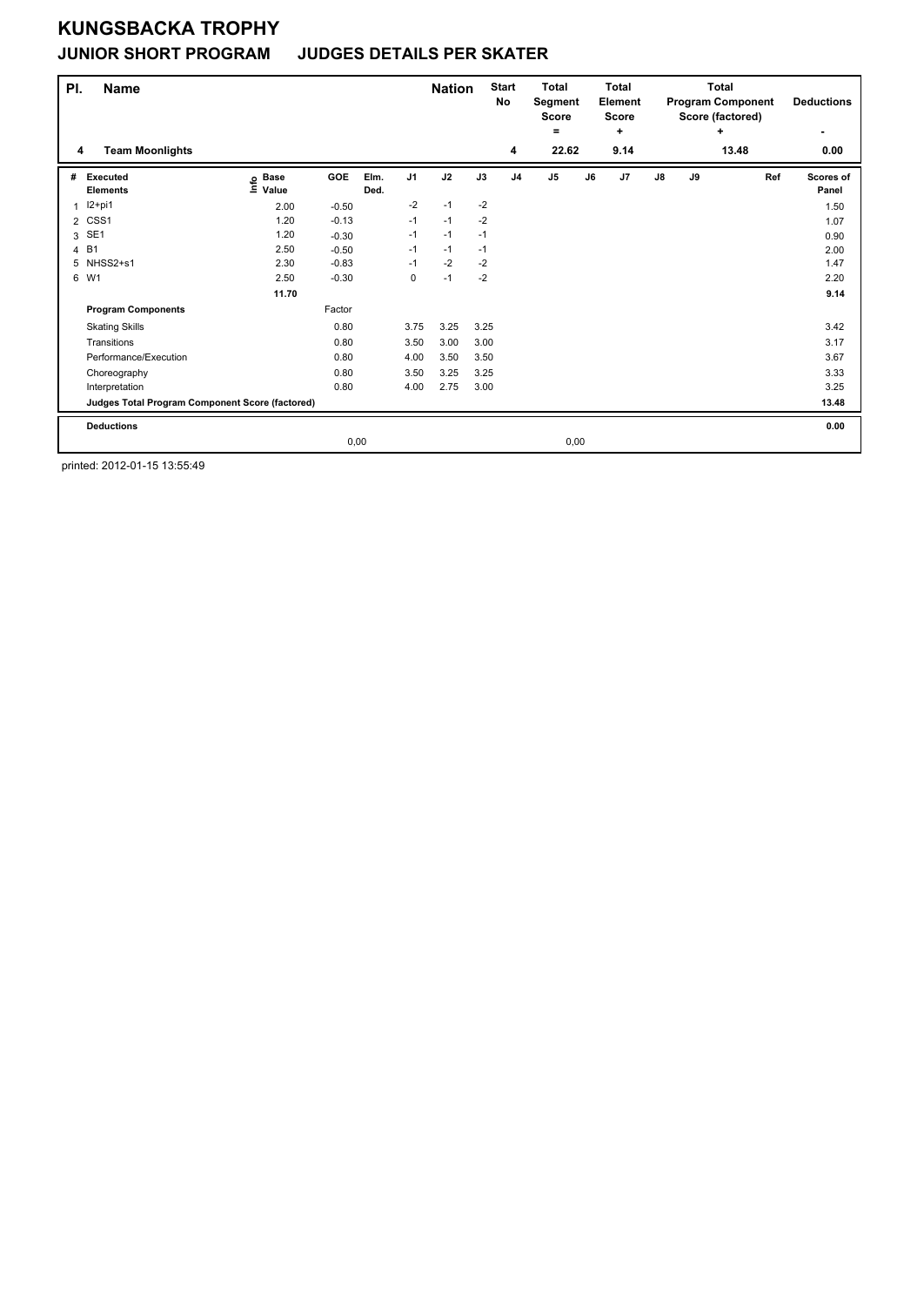# KUNGSBACKA TROPHY

## JUNIOR SHORT PROGRAM JUDGES DETAILS PER SKATER

| Pl. | Name | Nation | Start No | Total Segment Score = | Total Element Score + | Total Program Component Score (factored) + | Deductions - |
|---|---|---|---|---|---|---|---|
| 4 | Team Moonlights | | 4 | 22.62 | 9.14 | 13.48 | 0.00 |

| # | Executed Elements | Info | Base Value | GOE | Elm. Ded. | J1 | J2 | J3 | J4 | J5 | J6 | J7 | J8 | J9 | Ref | Scores of Panel |
|---|---|---|---|---|---|---|---|---|---|---|---|---|---|---|---|---|
| 1 | I2+pi1 | | 2.00 | -0.50 | | -2 | -1 | -2 | | | | | | | | 1.50 |
| 2 | CSS1 | | 1.20 | -0.13 | | -1 | -1 | -2 | | | | | | | | 1.07 |
| 3 | SE1 | | 1.20 | -0.30 | | -1 | -1 | -1 | | | | | | | | 0.90 |
| 4 | B1 | | 2.50 | -0.50 | | -1 | -1 | -1 | | | | | | | | 2.00 |
| 5 | NHSS2+s1 | | 2.30 | -0.83 | | -1 | -2 | -2 | | | | | | | | 1.47 |
| 6 | W1 | | 2.50 | -0.30 | | 0 | -1 | -2 | | | | | | | | 2.20 |
| | | | 11.70 | | | | | | | | | | | | | 9.14 |

| Program Components | Factor | J1 | J2 | J3 | Scores of Panel |
|---|---|---|---|---|---|
| Skating Skills | 0.80 | 3.75 | 3.25 | 3.25 | 3.42 |
| Transitions | 0.80 | 3.50 | 3.00 | 3.00 | 3.17 |
| Performance/Execution | 0.80 | 4.00 | 3.50 | 3.50 | 3.67 |
| Choreography | 0.80 | 3.50 | 3.25 | 3.25 | 3.33 |
| Interpretation | 0.80 | 4.00 | 2.75 | 3.00 | 3.25 |
| **Judges Total Program Component Score (factored)** | | | | | 13.48 |

| Deductions | | | |
|---|---|---|---|
| | 0,00 | 0,00 | 0.00 |

printed: 2012-01-15 13:55:49